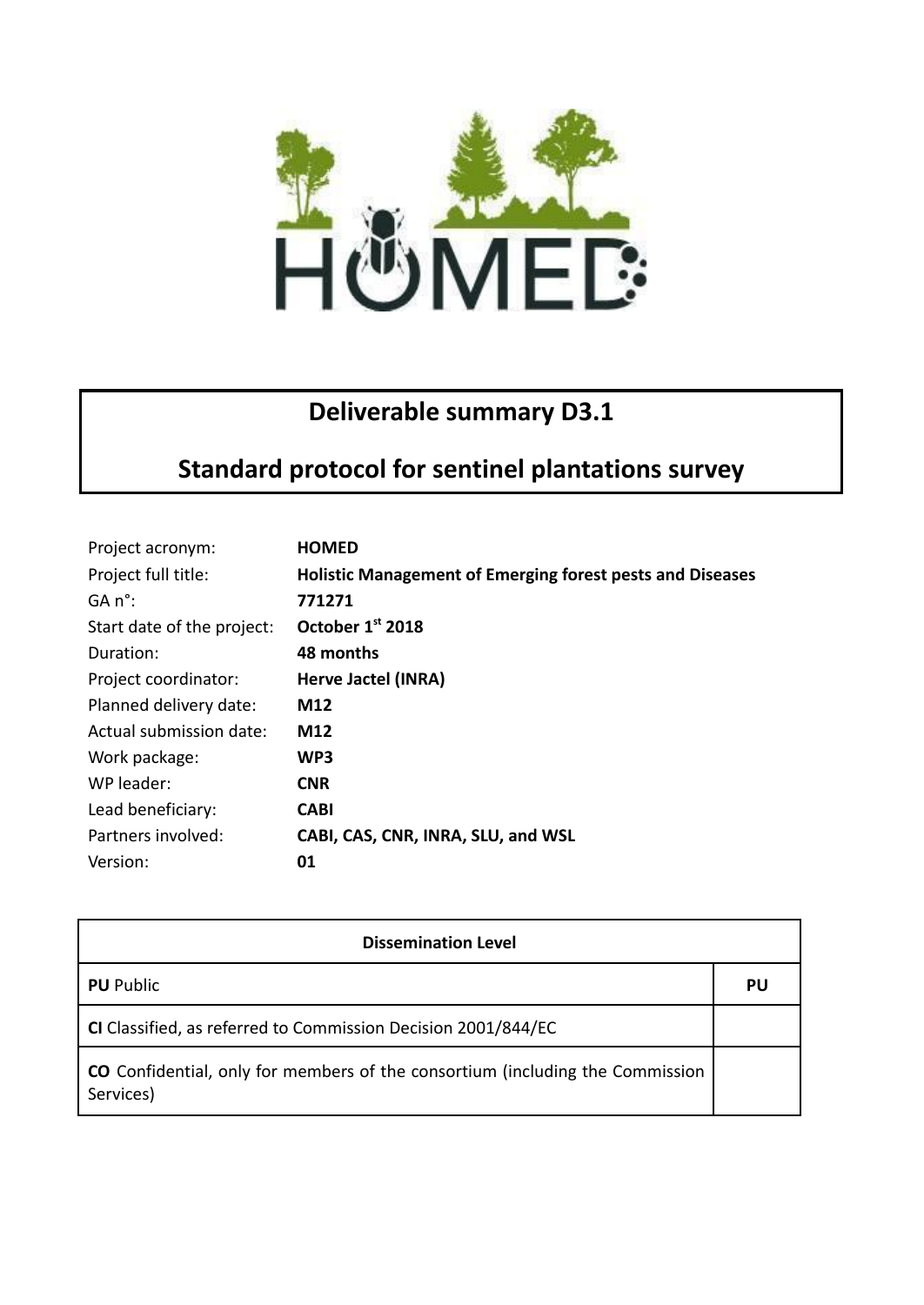# Deliverable summary D3.1

# Standard protocol for sentinel plantations survey

| | |
|---|---|
| Project acronym: | **HOMED** |
| Project full title: | **Holistic Management of Emerging forest pests and Diseases** |
| GA n°: | **771271** |
| Start date of the project: | **October 1st 2018** |
| Duration: | **48 months** |
| Project coordinator: | **Herve Jactel (INRA)** |
| Planned delivery date: | **M12** |
| Actual submission date: | **M12** |
| Work package: | **WP3** |
| WP leader: | **CNR** |
| Lead beneficiary: | **CABI** |
| Partners involved: | **CABI, CAS, CNR, INRA, SLU, and WSL** |
| Version: | **01** |

| Dissemination Level | |
|---|---|
| **PU** Public | **PU** |
| **CI** Classified, as referred to Commission Decision 2001/844/EC | |
| **CO** Confidential, only for members of the consortium (including the Commission Services) | |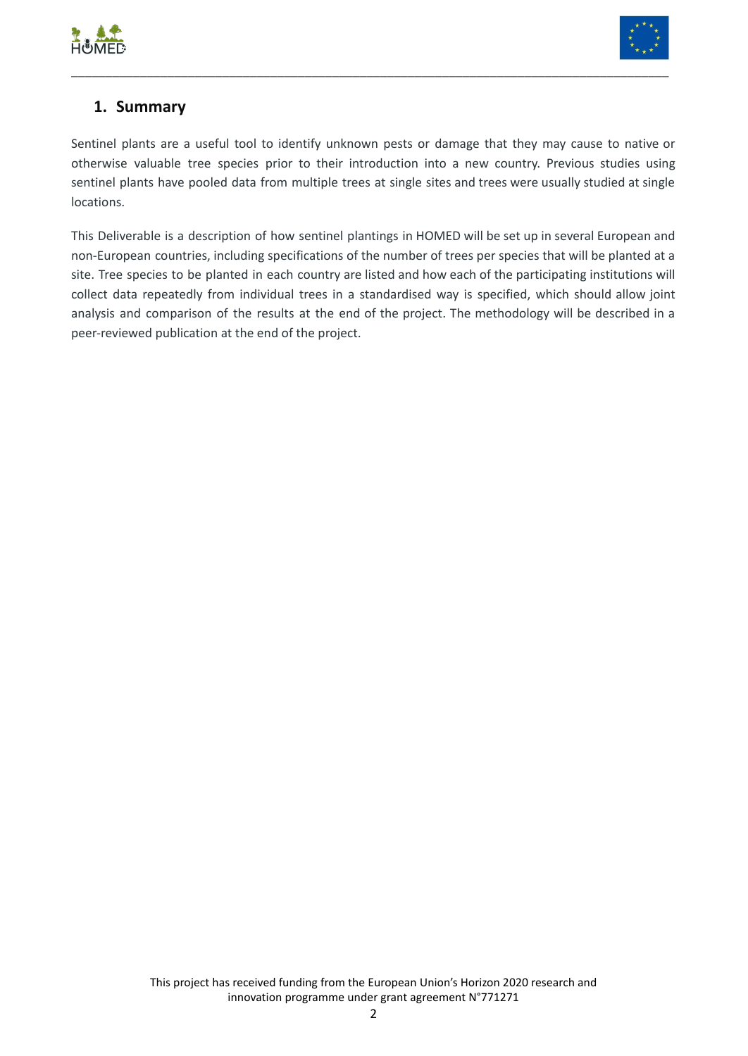## 1. Summary

Sentinel plants are a useful tool to identify unknown pests or damage that they may cause to native or otherwise valuable tree species prior to their introduction into a new country. Previous studies using sentinel plants have pooled data from multiple trees at single sites and trees were usually studied at single locations.

This Deliverable is a description of how sentinel plantings in HOMED will be set up in several European and non-European countries, including specifications of the number of trees per species that will be planted at a site. Tree species to be planted in each country are listed and how each of the participating institutions will collect data repeatedly from individual trees in a standardised way is specified, which should allow joint analysis and comparison of the results at the end of the project. The methodology will be described in a peer-reviewed publication at the end of the project.